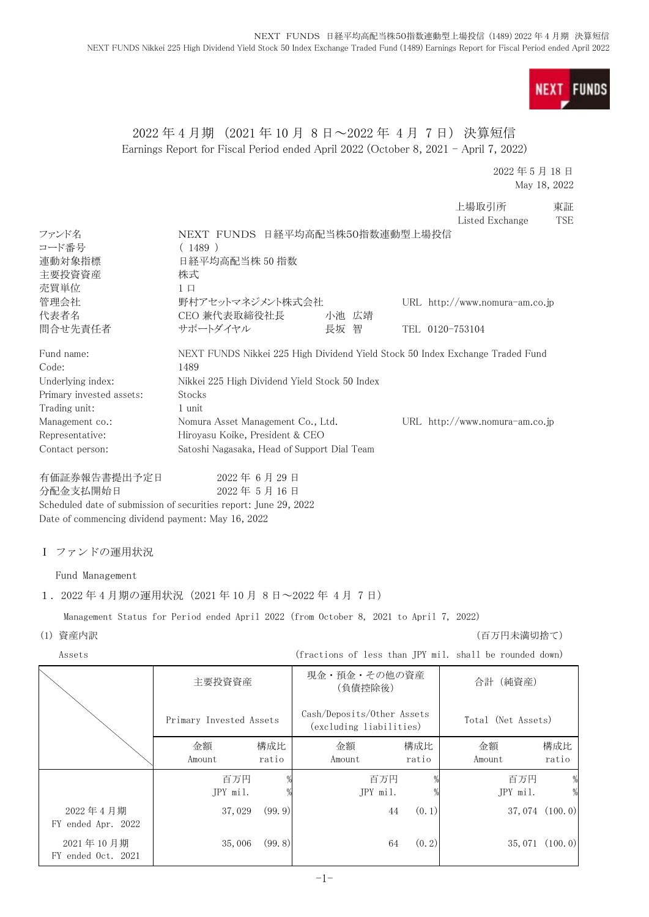# 2022 年 4 月期（2021 年 10 月 8 日～2022 年 4 月 7 日）決算短信

Earnings Report for Fiscal Period ended April 2022 (October 8, 2021 - April 7, 2022)

2022 年 5 月 18 日
May 18, 2022

上場取引所 Listed Exchange 東証 TSE

| | | |
|---|---|---|
| ファンド名 | NEXT FUNDS 日経平均高配当株50指数連動型上場投信 | |
| コード番号 | ( 1489 ) | |
| 連動対象指標 | 日経平均高配当株 50 指数 | |
| 主要投資資産 | 株式 | |
| 売買単位 | 1 口 | |
| 管理会社 | 野村アセットマネジメント株式会社 | URL http://www.nomura-am.co.jp |
| 代表者名 | CEO 兼代表取締役社長 小池 広靖 | |
| 問合せ先責任者 | サポートダイヤル 長坂 智 | TEL 0120-753104 |

| | | |
|---|---|---|
| Fund name: | NEXT FUNDS Nikkei 225 High Dividend Yield Stock 50 Index Exchange Traded Fund | |
| Code: | 1489 | |
| Underlying index: | Nikkei 225 High Dividend Yield Stock 50 Index | |
| Primary invested assets: | Stocks | |
| Trading unit: | 1 unit | |
| Management co.: | Nomura Asset Management Co., Ltd. | URL http://www.nomura-am.co.jp |
| Representative: | Hiroyasu Koike, President & CEO | |
| Contact person: | Satoshi Nagasaka, Head of Support Dial Team | |

有価証券報告書提出予定日 2022 年 6 月 29 日
分配金支払開始日 2022 年 5 月 16 日
Scheduled date of submission of securities report: June 29, 2022
Date of commencing dividend payment: May 16, 2022

## Ⅰ ファンドの運用状況

Fund Management

### 1．2022 年 4 月期の運用状況（2021 年 10 月 8 日～2022 年 4 月 7 日）

Management Status for Period ended April 2022 (from October 8, 2021 to April 7, 2022)

(1) 資産内訳 Assets

（百万円未満切捨て）
(fractions of less than JPY mil. shall be rounded down)

| | 主要投資資産 Primary Invested Assets | | 現金・預金・その他の資産（負債控除後） Cash/Deposits/Other Assets (excluding liabilities) | | 合計（純資産） Total (Net Assets) | |
|---|---|---|---|---|---|---|
| | 金額 Amount | 構成比 ratio | 金額 Amount | 構成比 ratio | 金額 Amount | 構成比 ratio |
| | 百万円 JPY mil. | % | 百万円 JPY mil. | % | 百万円 JPY mil. | % |
| 2022 年 4 月期 FY ended Apr. 2022 | 37,029 | (99.9) | 44 | (0.1) | 37,074 | (100.0) |
| 2021 年 10 月期 FY ended Oct. 2021 | 35,006 | (99.8) | 64 | (0.2) | 35,071 | (100.0) |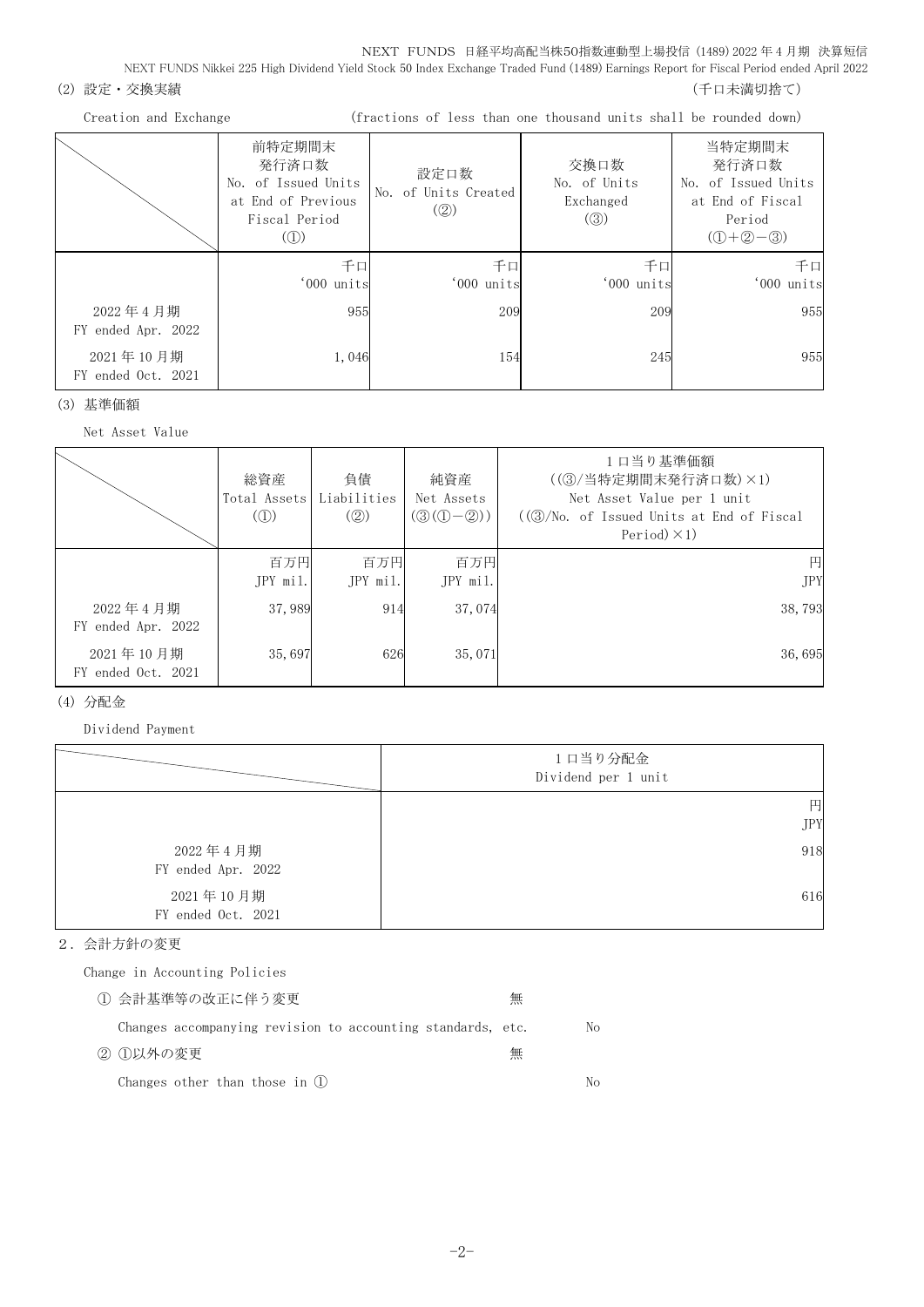(2) 設定・交換実績　　　　　　　　　　　　　　　　　　　　　　　　　　　　　　　(千口未満切捨て)

Creation and Exchange　　　　　　(fractions of less than one thousand units shall be rounded down)

| | 前特定期間末 発行済口数 No. of Issued Units at End of Previous Fiscal Period (①) | 設定口数 No. of Units Created (②) | 交換口数 No. of Units Exchanged (③) | 当特定期間末 発行済口数 No. of Issued Units at End of Fiscal Period (①+②−③) |
|---|---|---|---|---|
| | 千口 '000 units | 千口 '000 units | 千口 '000 units | 千口 '000 units |
| 2022 年 4 月期 FY ended Apr. 2022 | 955 | 209 | 209 | 955 |
| 2021 年 10 月期 FY ended Oct. 2021 | 1,046 | 154 | 245 | 955 |

(3) 基準価額

Net Asset Value

| | 総資産 Total Assets (①) | 負債 Liabilities (②) | 純資産 Net Assets (③(①−②)) | 1 口当り基準価額 ((③/当特定期間末発行済口数)×1) Net Asset Value per 1 unit ((③/No. of Issued Units at End of Fiscal Period)×1) |
|---|---|---|---|---|
| | 百万円 JPY mil. | 百万円 JPY mil. | 百万円 JPY mil. | 円 JPY |
| 2022 年 4 月期 FY ended Apr. 2022 | 37,989 | 914 | 37,074 | 38,793 |
| 2021 年 10 月期 FY ended Oct. 2021 | 35,697 | 626 | 35,071 | 36,695 |

(4) 分配金

Dividend Payment

| | 1 口当り分配金 Dividend per 1 unit |
|---|---|
| | 円 JPY |
| 2022 年 4 月期 FY ended Apr. 2022 | 918 |
| 2021 年 10 月期 FY ended Oct. 2021 | 616 |

2．会計方針の変更

Change in Accounting Policies

① 会計基準等の改正に伴う変更　無

Changes accompanying revision to accounting standards, etc.　No

② ①以外の変更　無

Changes other than those in ①　No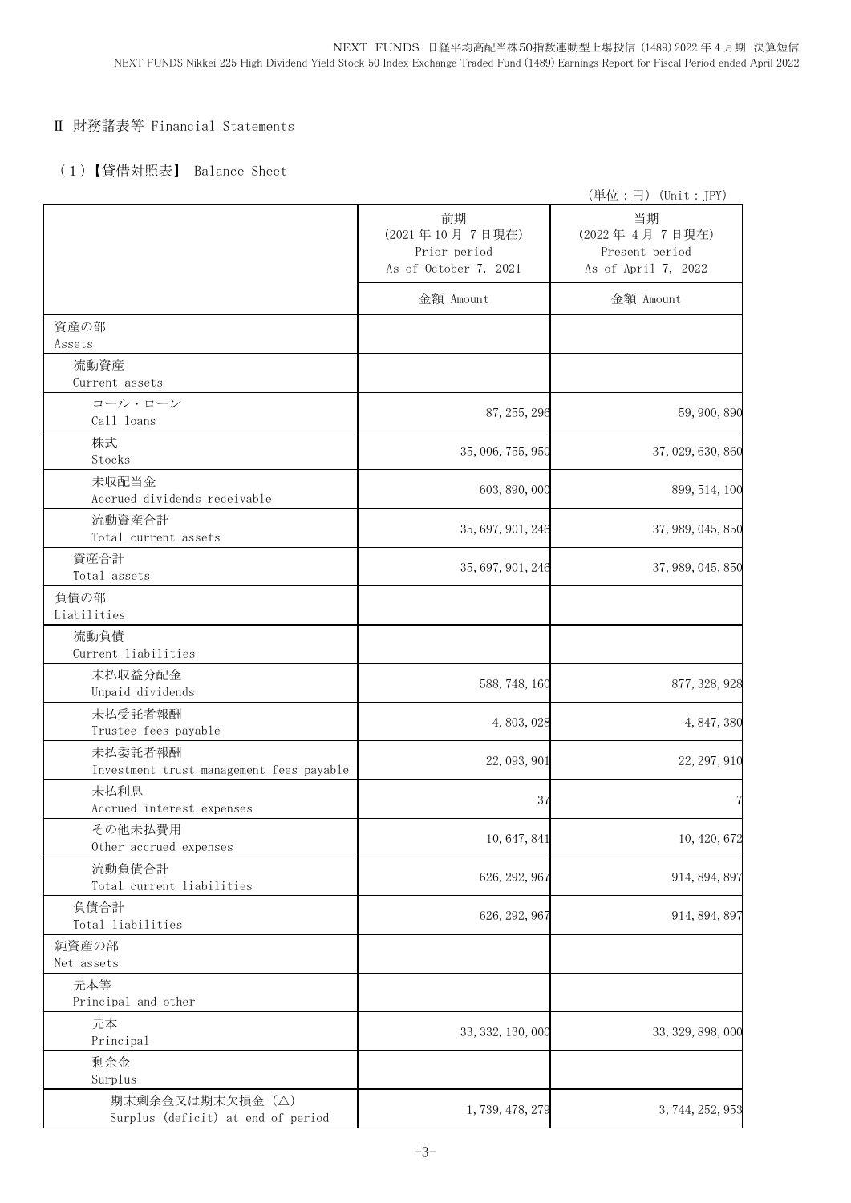## Ⅱ 財務諸表等 Financial Statements

### （1）【貸借対照表】 Balance Sheet

（単位：円）(Unit：JPY)

| | 前期<br>(2021年10月 7日現在)<br>Prior period<br>As of October 7, 2021 | 当期<br>(2022年 4月 7日現在)<br>Present period<br>As of April 7, 2022 |
|---|---|---|
| | 金額 Amount | 金額 Amount |
| 資産の部<br>Assets | | |
| 流動資産<br>Current assets | | |
| コール・ローン<br>Call loans | 87,255,296 | 59,900,890 |
| 株式<br>Stocks | 35,006,755,950 | 37,029,630,860 |
| 未収配当金<br>Accrued dividends receivable | 603,890,000 | 899,514,100 |
| 流動資産合計<br>Total current assets | 35,697,901,246 | 37,989,045,850 |
| 資産合計<br>Total assets | 35,697,901,246 | 37,989,045,850 |
| 負債の部<br>Liabilities | | |
| 流動負債<br>Current liabilities | | |
| 未払収益分配金<br>Unpaid dividends | 588,748,160 | 877,328,928 |
| 未払受託者報酬<br>Trustee fees payable | 4,803,028 | 4,847,380 |
| 未払委託者報酬<br>Investment trust management fees payable | 22,093,901 | 22,297,910 |
| 未払利息<br>Accrued interest expenses | 37 | 7 |
| その他未払費用<br>Other accrued expenses | 10,647,841 | 10,420,672 |
| 流動負債合計<br>Total current liabilities | 626,292,967 | 914,894,897 |
| 負債合計<br>Total liabilities | 626,292,967 | 914,894,897 |
| 純資産の部<br>Net assets | | |
| 元本等<br>Principal and other | | |
| 元本<br>Principal | 33,332,130,000 | 33,329,898,000 |
| 剰余金<br>Surplus | | |
| 期末剰余金又は期末欠損金（△）<br>Surplus (deficit) at end of period | 1,739,478,279 | 3,744,252,953 |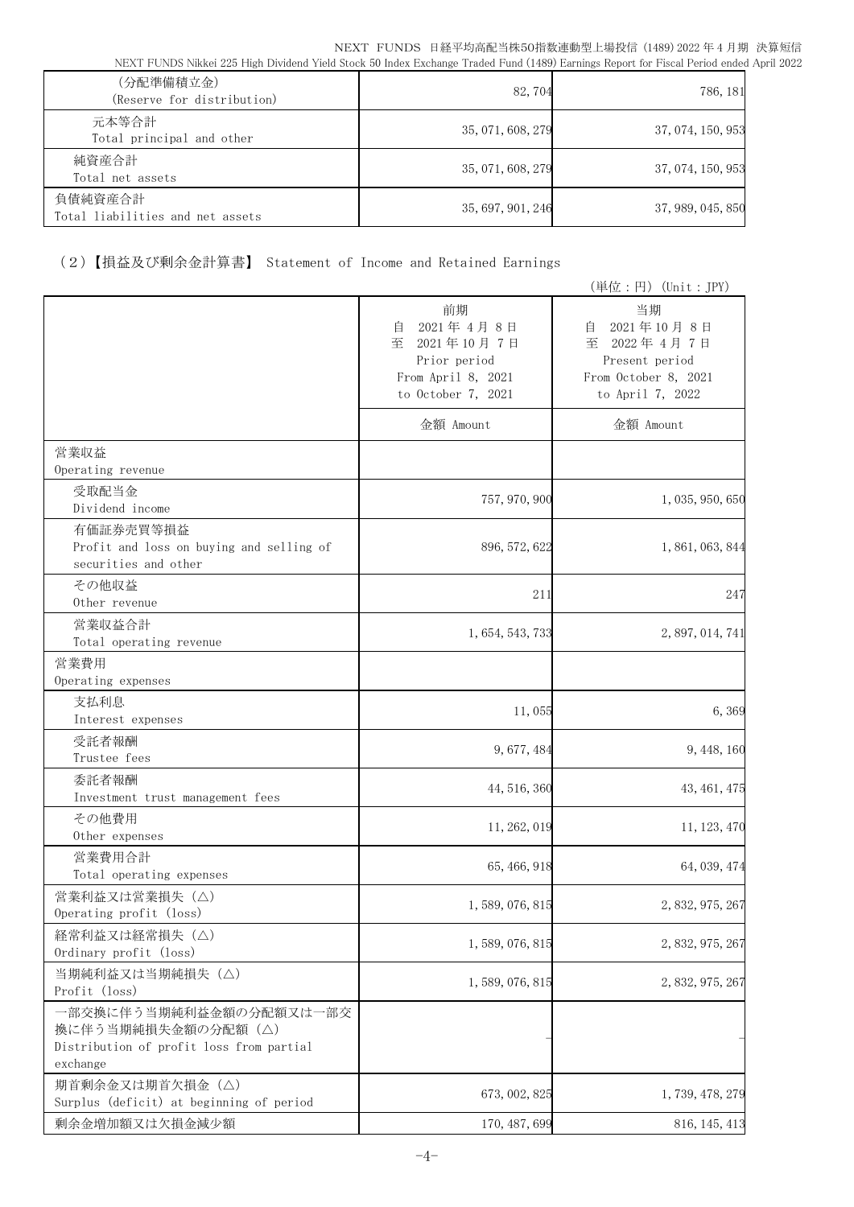| | | |
|---|---|---|
| (分配準備積立金)<br>(Reserve for distribution) | 82,704 | 786,181 |
| 元本等合計<br>Total principal and other | 35,071,608,279 | 37,074,150,953 |
| 純資産合計<br>Total net assets | 35,071,608,279 | 37,074,150,953 |
| 負債純資産合計<br>Total liabilities and net assets | 35,697,901,246 | 37,989,045,850 |

## (2)【損益及び剰余金計算書】 Statement of Income and Retained Earnings

(単位：円) (Unit：JPY)

| | 前期<br>自 2021年4月8日<br>至 2021年10月7日<br>Prior period<br>From April 8, 2021<br>to October 7, 2021 | 当期<br>自 2021年10月8日<br>至 2022年4月7日<br>Present period<br>From October 8, 2021<br>to April 7, 2022 |
|---|---|---|
| | 金額 Amount | 金額 Amount |
| 営業収益<br>Operating revenue | | |
| 受取配当金<br>Dividend income | 757,970,900 | 1,035,950,650 |
| 有価証券売買等損益<br>Profit and loss on buying and selling of securities and other | 896,572,622 | 1,861,063,844 |
| その他収益<br>Other revenue | 211 | 247 |
| 営業収益合計<br>Total operating revenue | 1,654,543,733 | 2,897,014,741 |
| 営業費用<br>Operating expenses | | |
| 支払利息<br>Interest expenses | 11,055 | 6,369 |
| 受託者報酬<br>Trustee fees | 9,677,484 | 9,448,160 |
| 委託者報酬<br>Investment trust management fees | 44,516,360 | 43,461,475 |
| その他費用<br>Other expenses | 11,262,019 | 11,123,470 |
| 営業費用合計<br>Total operating expenses | 65,466,918 | 64,039,474 |
| 営業利益又は営業損失（△）<br>Operating profit (loss) | 1,589,076,815 | 2,832,975,267 |
| 経常利益又は経常損失（△）<br>Ordinary profit (loss) | 1,589,076,815 | 2,832,975,267 |
| 当期純利益又は当期純損失（△）<br>Profit (loss) | 1,589,076,815 | 2,832,975,267 |
| 一部交換に伴う当期純利益金額の分配額又は一部交換に伴う当期純損失金額の分配額（△）<br>Distribution of profit loss from partial exchange | - | - |
| 期首剰余金又は期首欠損金（△）<br>Surplus (deficit) at beginning of period | 673,002,825 | 1,739,478,279 |
| 剰余金増加額又は欠損金減少額 | 170,487,699 | 816,145,413 |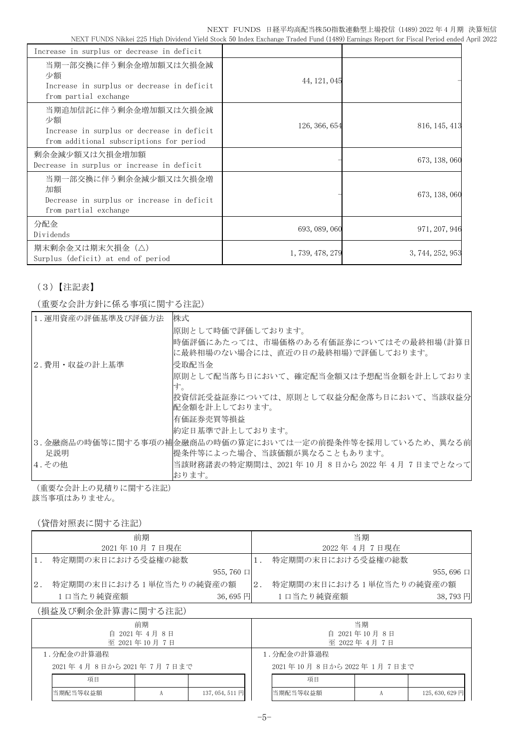| | | |
|---|---|---|
| Increase in surplus or decrease in deficit | | |
| 当期一部交換に伴う剰余金増加額又は欠損金減少額<br>Increase in surplus or decrease in deficit from partial exchange | 44,121,045 | - |
| 当期追加信託に伴う剰余金増加額又は欠損金減少額<br>Increase in surplus or decrease in deficit from additional subscriptions for period | 126,366,654 | 816,145,413 |
| 剰余金減少額又は欠損金増加額<br>Decrease in surplus or increase in deficit | - | 673,138,060 |
| 当期一部交換に伴う剰余金減少額又は欠損金増加額<br>Decrease in surplus or increase in deficit from partial exchange | - | 673,138,060 |
| 分配金<br>Dividends | 693,089,060 | 971,207,946 |
| 期末剰余金又は期末欠損金（△）<br>Surplus (deficit) at end of period | 1,739,478,279 | 3,744,252,953 |

（3）【注記表】

（重要な会計方針に係る事項に関する注記）

| | |
|---|---|
| 1.運用資産の評価基準及び評価方法 | 株式<br>原則として時価で評価しております。<br>時価評価にあたっては、市場価格のある有価証券についてはその最終相場(計算日に最終相場のない場合には、直近の日の最終相場)で評価しております。 |
| 2.費用・収益の計上基準 | 受取配当金<br>原則として配当落ち日において、確定配当金額又は予想配当金額を計上しております。<br>投資信託受益証券については、原則として収益分配金落ち日において、当該収益分配金額を計上しております。<br>有価証券売買等損益<br>約定日基準で計上しております。 |
| 3.金融商品の時価等に関する事項の補足説明 | 金融商品の時価の算定においては一定の前提条件等を採用しているため、異なる前提条件等によった場合、当該価額が異なることもあります。 |
| 4.その他 | 当該財務諸表の特定期間は、2021年10月 8日から2022年 4月 7日までとなっております。 |

（重要な会計上の見積りに関する注記）
該当事項はありません。

（貸借対照表に関する注記）

| 前期<br>2021年10月 7日現在 | | 当期<br>2022年 4月 7日現在 | |
|---|---|---|---|
| 1. 特定期間の末日における受益権の総数 | 955,760口 | 1. 特定期間の末日における受益権の総数 | 955,696口 |
| 2. 特定期間の末日における1単位当たりの純資産の額<br>1口当たり純資産額 | 36,695円 | 2. 特定期間の末日における1単位当たりの純資産の額<br>1口当たり純資産額 | 38,793円 |

（損益及び剰余金計算書に関する注記）

| 前期<br>自 2021年 4月 8日<br>至 2021年10月 7日 | | | 当期<br>自 2021年10月 8日<br>至 2022年 4月 7日 | | |
|---|---|---|---|---|---|
| 1.分配金の計算過程 | | | 1.分配金の計算過程 | | |
| 2021年 4月 8日から2021年 7月 7日まで | | | 2021年10月 8日から2022年 1月 7日まで | | |
| 項目 | | | 項目 | | |
| 当期配当等収益額 | A | 137,054,511円 | 当期配当等収益額 | A | 125,630,629円 |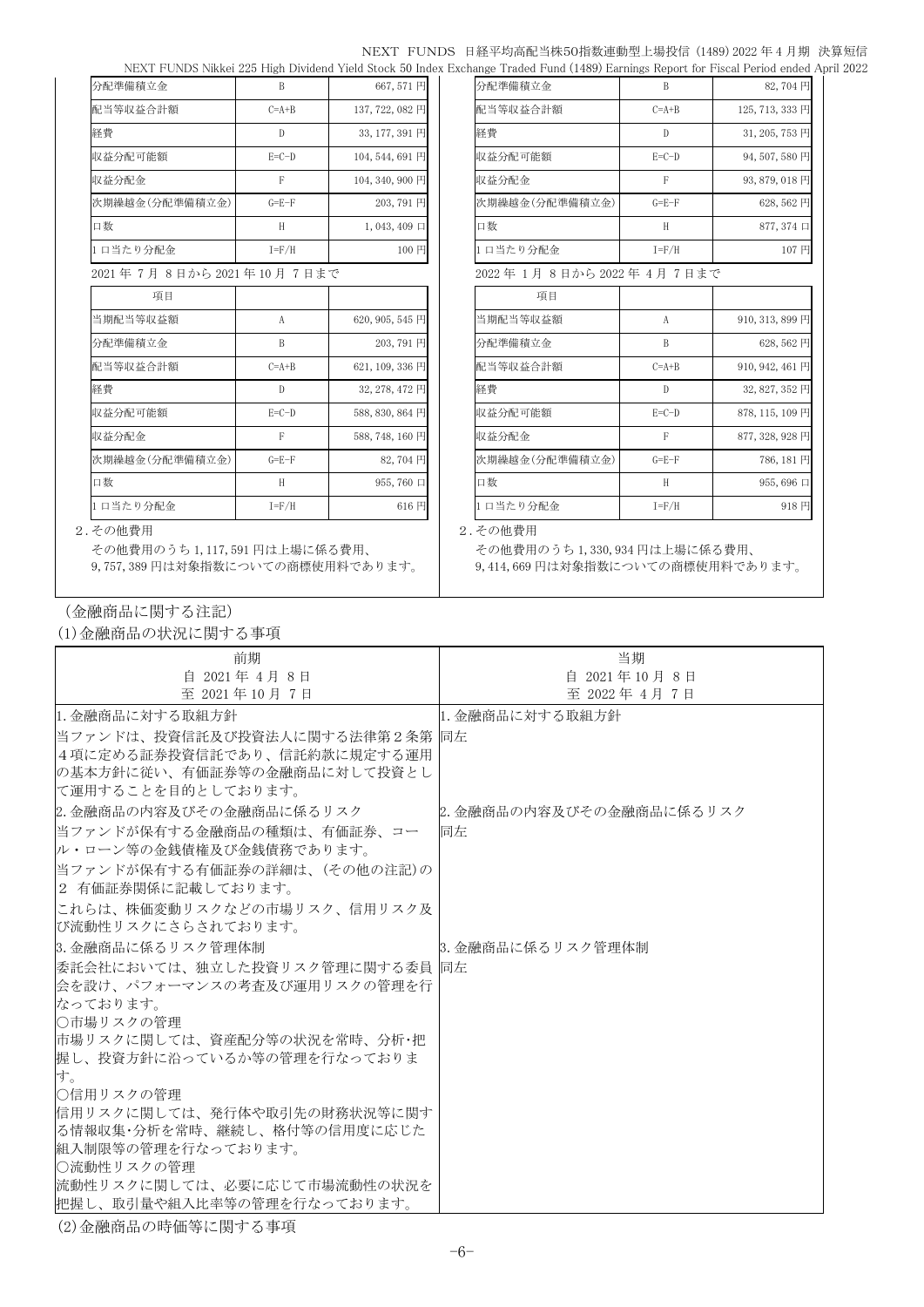| 分配準備積立金 | B | 667,571 円 |
|---|---|---|
| 配当等収益合計額 | C=A+B | 137,722,082 円 |
| 経費 | D | 33,177,391 円 |
| 収益分配可能額 | E=C-D | 104,544,691 円 |
| 収益分配金 | F | 104,340,900 円 |
| 次期繰越金(分配準備積立金) | G=E-F | 203,791 円 |
| 口数 | H | 1,043,409 口 |
| 1 口当たり分配金 | I=F/H | 100 円 |

2021 年 7 月 8 日から 2021 年 10 月 7 日まで

| 項目 | | |
|---|---|---|
| 当期配当等収益額 | A | 620,905,545 円 |
| 分配準備積立金 | B | 203,791 円 |
| 配当等収益合計額 | C=A+B | 621,109,336 円 |
| 経費 | D | 32,278,472 円 |
| 収益分配可能額 | E=C-D | 588,830,864 円 |
| 収益分配金 | F | 588,748,160 円 |
| 次期繰越金(分配準備積立金) | G=E-F | 82,704 円 |
| 口数 | H | 955,760 口 |
| 1 口当たり分配金 | I=F/H | 616 円 |

2.その他費用

その他費用のうち 1,117,591 円は上場に係る費用、9,757,389 円は対象指数についての商標使用料であります。

| 分配準備積立金 | B | 82,704 円 |
|---|---|---|
| 配当等収益合計額 | C=A+B | 125,713,333 円 |
| 経費 | D | 31,205,753 円 |
| 収益分配可能額 | E=C-D | 94,507,580 円 |
| 収益分配金 | F | 93,879,018 円 |
| 次期繰越金(分配準備積立金) | G=E-F | 628,562 円 |
| 口数 | H | 877,374 口 |
| 1 口当たり分配金 | I=F/H | 107 円 |

2022 年 1 月 8 日から 2022 年 4 月 7 日まで

| 項目 | | |
|---|---|---|
| 当期配当等収益額 | A | 910,313,899 円 |
| 分配準備積立金 | B | 628,562 円 |
| 配当等収益合計額 | C=A+B | 910,942,461 円 |
| 経費 | D | 32,827,352 円 |
| 収益分配可能額 | E=C-D | 878,115,109 円 |
| 収益分配金 | F | 877,328,928 円 |
| 次期繰越金(分配準備積立金) | G=E-F | 786,181 円 |
| 口数 | H | 955,696 口 |
| 1 口当たり分配金 | I=F/H | 918 円 |

2.その他費用

その他費用のうち 1,330,934 円は上場に係る費用、9,414,669 円は対象指数についての商標使用料であります。

（金融商品に関する注記）

(1)金融商品の状況に関する事項

| 前期<br>自 2021 年 4 月 8 日<br>至 2021 年 10 月 7 日 | 当期<br>自 2021 年 10 月 8 日<br>至 2022 年 4 月 7 日 |
|---|---|
| 1.金融商品に対する取組方針<br>当ファンドは、投資信託及び投資法人に関する法律第２条第４項に定める証券投資信託であり、信託約款に規定する運用の基本方針に従い、有価証券等の金融商品に対して投資として運用することを目的としております。 | 1.金融商品に対する取組方針<br>同左 |
| 2.金融商品の内容及びその金融商品に係るリスク<br>当ファンドが保有する金融商品の種類は、有価証券、コール・ローン等の金銭債権及び金銭債務であります。<br>当ファンドが保有する有価証券の詳細は、(その他の注記)の２ 有価証券関係に記載しております。<br>これらは、株価変動リスクなどの市場リスク、信用リスク及び流動性リスクにさらされております。 | 2.金融商品の内容及びその金融商品に係るリスク<br>同左 |
| 3.金融商品に係るリスク管理体制<br>委託会社においては、独立した投資リスク管理に関する委員会を設け、パフォーマンスの考査及び運用リスクの管理を行なっております。<br>○市場リスクの管理<br>市場リスクに関しては、資産配分等の状況を常時、分析･把握し、投資方針に沿っているか等の管理を行なっております。<br>○信用リスクの管理<br>信用リスクに関しては、発行体や取引先の財務状況等に関する情報収集･分析を常時、継続し、格付等の信用度に応じた組入制限等の管理を行なっております。<br>○流動性リスクの管理<br>流動性リスクに関しては、必要に応じて市場流動性の状況を把握し、取引量や組入比率等の管理を行なっております。 | 3.金融商品に係るリスク管理体制<br>同左 |

(2)金融商品の時価等に関する事項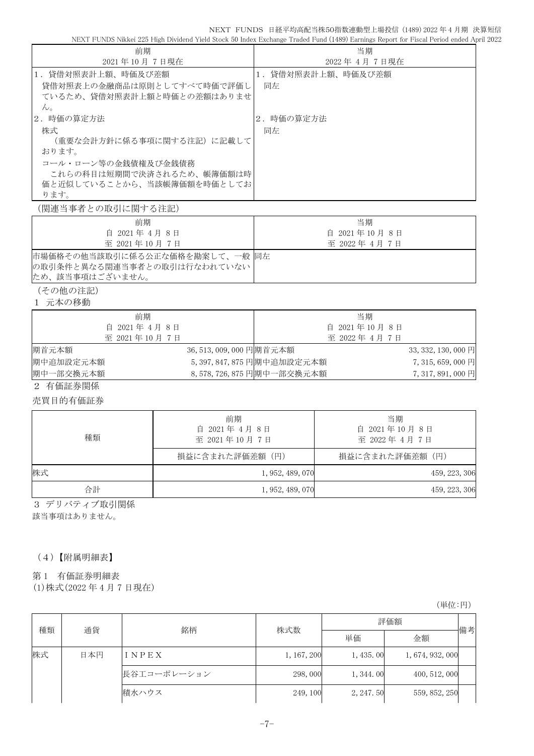| 前期<br>2021年10月 7日現在 | 当期<br>2022年 4月 7日現在 |
|---|---|
| 1．貸借対照表計上額、時価及び差額<br>貸借対照表上の金融商品は原則としてすべて時価で評価しているため、貸借対照表計上額と時価との差額はありません。 | 1．貸借対照表計上額、時価及び差額<br>同左 |
| 2．時価の算定方法<br>株式<br>（重要な会計方針に係る事項に関する注記）に記載しております。<br>コール・ローン等の金銭債権及び金銭債務<br>これらの科目は短期間で決済されるため、帳簿価額は時価と近似していることから、当該帳簿価額を時価としております。 | 2．時価の算定方法<br>同左 |

（関連当事者との取引に関する注記）

| 前期<br>自 2021年 4月 8日<br>至 2021年10月 7日 | 当期<br>自 2021年10月 8日<br>至 2022年 4月 7日 |
|---|---|
| 市場価格その他当該取引に係る公正な価格を勘案して、一般の取引条件と異なる関連当事者との取引は行なわれていないため、該当事項はございません。 | 同左 |

（その他の注記）

1 元本の移動

| 前期<br>自 2021年 4月 8日<br>至 2021年10月 7日 | | 当期<br>自 2021年10月 8日<br>至 2022年 4月 7日 | |
|---|---|---|---|
| 期首元本額 | 36,513,009,000円 | 期首元本額 | 33,332,130,000円 |
| 期中追加設定元本額 | 5,397,847,875円 | 期中追加設定元本額 | 7,315,659,000円 |
| 期中一部交換元本額 | 8,578,726,875円 | 期中一部交換元本額 | 7,317,891,000円 |

2 有価証券関係

売買目的有価証券

| 種類 | 前期<br>自 2021年 4月 8日<br>至 2021年10月 7日 | 当期<br>自 2021年10月 8日<br>至 2022年 4月 7日 |
|---|---|---|
| | 損益に含まれた評価差額（円） | 損益に含まれた評価差額（円） |
| 株式 | 1,952,489,070 | 459,223,306 |
| 合計 | 1,952,489,070 | 459,223,306 |

3 デリバティブ取引関係

該当事項はありません。

（4）【附属明細表】

第1 有価証券明細表

(1)株式(2022年4月7日現在)

（単位:円）

| 種類 | 通貨 | 銘柄 | 株式数 | 評価額 | | 備考 |
|---|---|---|---|---|---|---|
| | | | | 単価 | 金額 | |
| 株式 | 日本円 | ＩＮＰＥＸ | 1,167,200 | 1,435.00 | 1,674,932,000 | |
| | | 長谷工コーポレーション | 298,000 | 1,344.00 | 400,512,000 | |
| | | 積水ハウス | 249,100 | 2,247.50 | 559,852,250 | |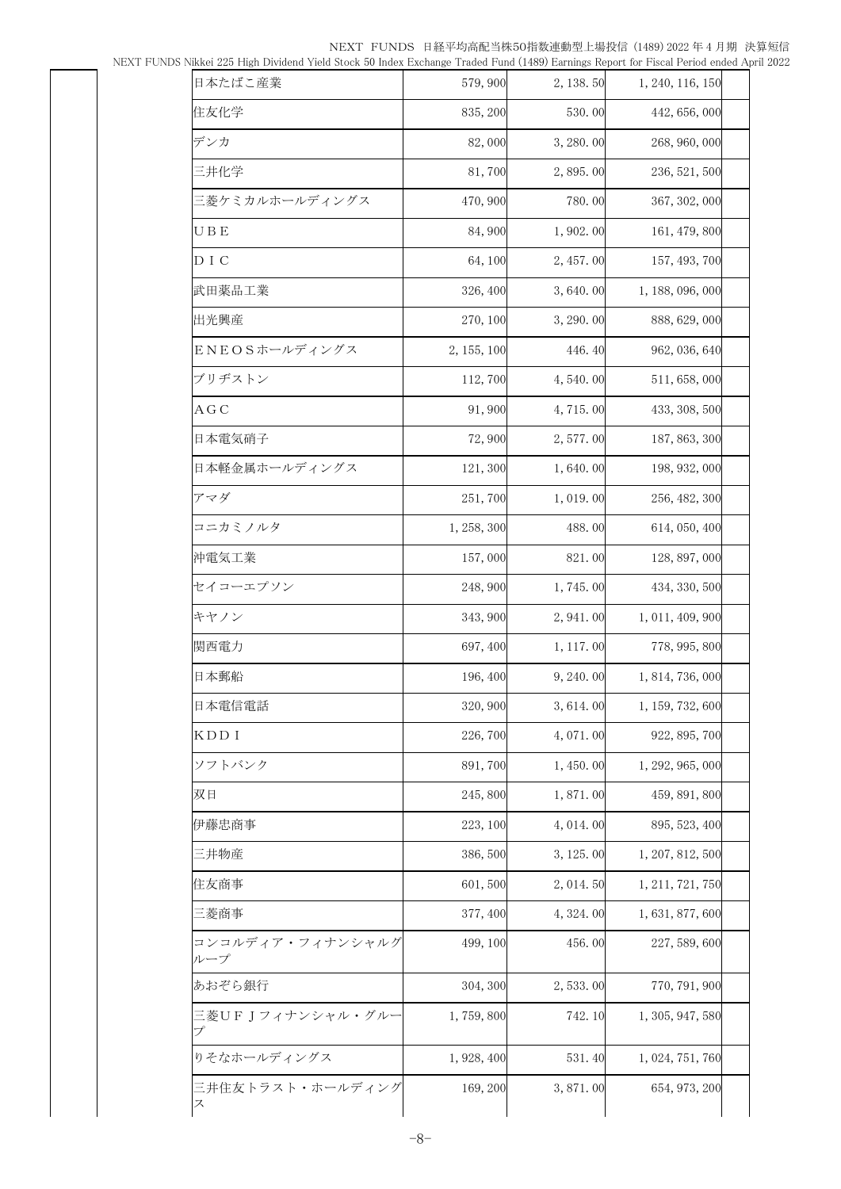| | | | | |
|---|---|---|---|---|
| | 日本たばこ産業 | 579,900 | 2,138.50 | 1,240,116,150 |
| | 住友化学 | 835,200 | 530.00 | 442,656,000 |
| | デンカ | 82,000 | 3,280.00 | 268,960,000 |
| | 三井化学 | 81,700 | 2,895.00 | 236,521,500 |
| | 三菱ケミカルホールディングス | 470,900 | 780.00 | 367,302,000 |
| | ＵＢＥ | 84,900 | 1,902.00 | 161,479,800 |
| | ＤＩＣ | 64,100 | 2,457.00 | 157,493,700 |
| | 武田薬品工業 | 326,400 | 3,640.00 | 1,188,096,000 |
| | 出光興産 | 270,100 | 3,290.00 | 888,629,000 |
| | ＥＮＥＯＳホールディングス | 2,155,100 | 446.40 | 962,036,640 |
| | ブリヂストン | 112,700 | 4,540.00 | 511,658,000 |
| | ＡＧＣ | 91,900 | 4,715.00 | 433,308,500 |
| | 日本電気硝子 | 72,900 | 2,577.00 | 187,863,300 |
| | 日本軽金属ホールディングス | 121,300 | 1,640.00 | 198,932,000 |
| | アマダ | 251,700 | 1,019.00 | 256,482,300 |
| | コニカミノルタ | 1,258,300 | 488.00 | 614,050,400 |
| | 沖電気工業 | 157,000 | 821.00 | 128,897,000 |
| | セイコーエプソン | 248,900 | 1,745.00 | 434,330,500 |
| | キヤノン | 343,900 | 2,941.00 | 1,011,409,900 |
| | 関西電力 | 697,400 | 1,117.00 | 778,995,800 |
| | 日本郵船 | 196,400 | 9,240.00 | 1,814,736,000 |
| | 日本電信電話 | 320,900 | 3,614.00 | 1,159,732,600 |
| | ＫＤＤＩ | 226,700 | 4,071.00 | 922,895,700 |
| | ソフトバンク | 891,700 | 1,450.00 | 1,292,965,000 |
| | 双日 | 245,800 | 1,871.00 | 459,891,800 |
| | 伊藤忠商事 | 223,100 | 4,014.00 | 895,523,400 |
| | 三井物産 | 386,500 | 3,125.00 | 1,207,812,500 |
| | 住友商事 | 601,500 | 2,014.50 | 1,211,721,750 |
| | 三菱商事 | 377,400 | 4,324.00 | 1,631,877,600 |
| | コンコルディア・フィナンシャルグループ | 499,100 | 456.00 | 227,589,600 |
| | あおぞら銀行 | 304,300 | 2,533.00 | 770,791,900 |
| | 三菱ＵＦＪフィナンシャル・グループ | 1,759,800 | 742.10 | 1,305,947,580 |
| | りそなホールディングス | 1,928,400 | 531.40 | 1,024,751,760 |
| | 三井住友トラスト・ホールディングス | 169,200 | 3,871.00 | 654,973,200 |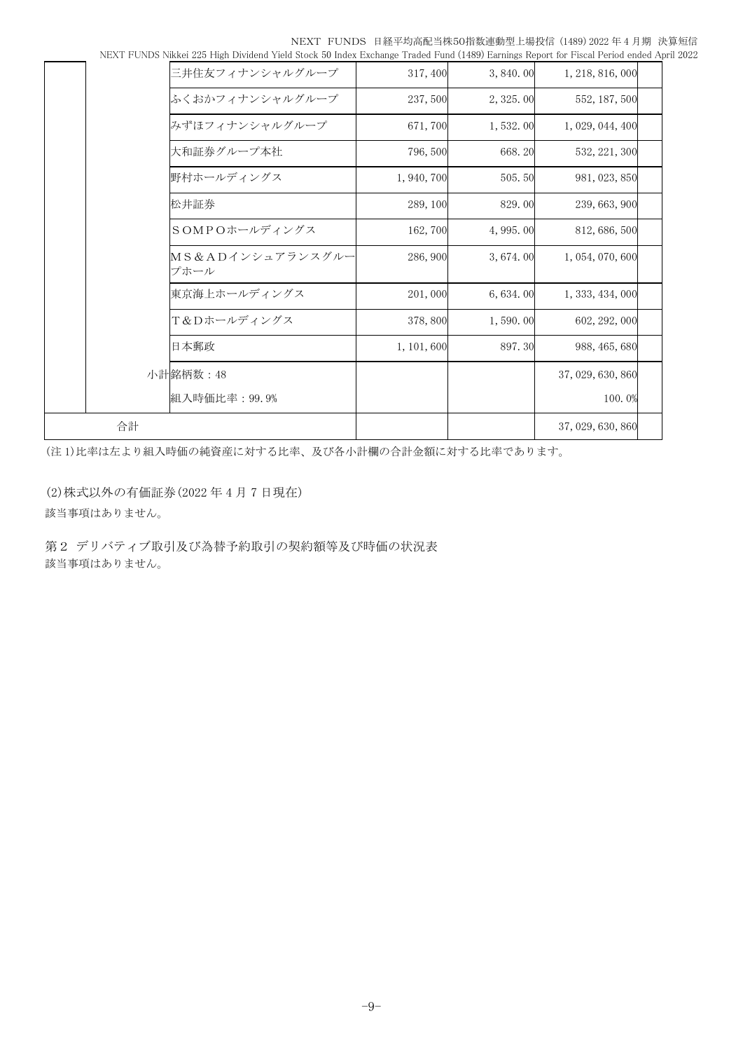| | | | | | |
|---|---|---|---|---|---|
| | 三井住友フィナンシャルグループ | 317,400 | 3,840.00 | 1,218,816,000 | |
| | ふくおかフィナンシャルグループ | 237,500 | 2,325.00 | 552,187,500 | |
| | みずほフィナンシャルグループ | 671,700 | 1,532.00 | 1,029,044,400 | |
| | 大和証券グループ本社 | 796,500 | 668.20 | 532,221,300 | |
| | 野村ホールディングス | 1,940,700 | 505.50 | 981,023,850 | |
| | 松井証券 | 289,100 | 829.00 | 239,663,900 | |
| | ＳＯＭＰＯホールディングス | 162,700 | 4,995.00 | 812,686,500 | |
| | ＭＳ＆ＡＤインシュアランスグループホール | 286,900 | 3,674.00 | 1,054,070,600 | |
| | 東京海上ホールディングス | 201,000 | 6,634.00 | 1,333,434,000 | |
| | Ｔ＆Ｄホールディングス | 378,800 | 1,590.00 | 602,292,000 | |
| | 日本郵政 | 1,101,600 | 897.30 | 988,465,680 | |
| 小計 | 銘柄数：48 | | | 37,029,630,860 | |
| | 組入時価比率：99.9% | | | 100.0% | |
| 合計 | | | | 37,029,630,860 | |

(注1)比率は左より組入時価の純資産に対する比率、及び各小計欄の合計金額に対する比率であります。

(2)株式以外の有価証券(2022年4月7日現在)

該当事項はありません。

第2 デリバティブ取引及び為替予約取引の契約額等及び時価の状況表

該当事項はありません。